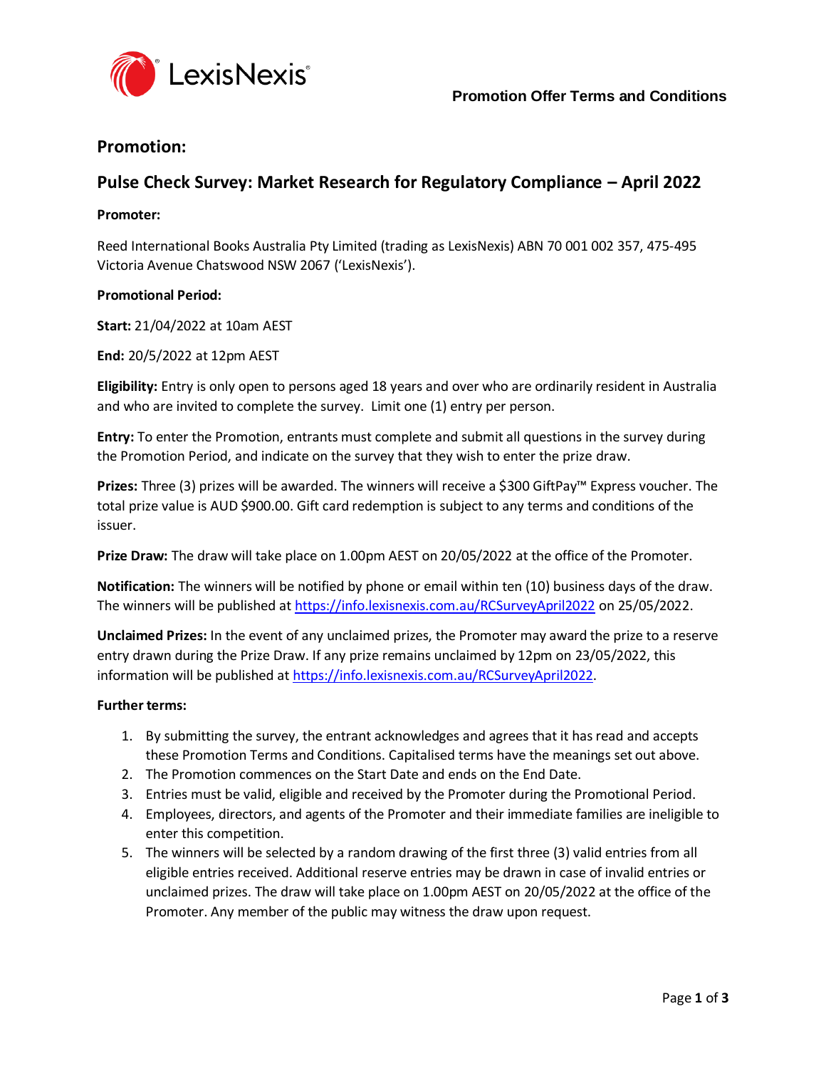LexisNexis®

**Promotion Offer Terms and Conditions**

## Promotion:

## Pulse Check Survey: Market Research for Regulatory Compliance – April 2022

**Promoter:**

Reed International Books Australia Pty Limited (trading as LexisNexis) ABN 70 001 002 357, 475-495 Victoria Avenue Chatswood NSW 2067 ('LexisNexis').

**Promotional Period:**

**Start:** 21/04/2022 at 10am AEST

**End:** 20/5/2022 at 12pm AEST

**Eligibility:** Entry is only open to persons aged 18 years and over who are ordinarily resident in Australia and who are invited to complete the survey. Limit one (1) entry per person.

**Entry:** To enter the Promotion, entrants must complete and submit all questions in the survey during the Promotion Period, and indicate on the survey that they wish to enter the prize draw.

**Prizes:** Three (3) prizes will be awarded. The winners will receive a $300 GiftPay™ Express voucher. The total prize value is AUD $900.00. Gift card redemption is subject to any terms and conditions of the issuer.

**Prize Draw:** The draw will take place on 1.00pm AEST on 20/05/2022 at the office of the Promoter.

**Notification:** The winners will be notified by phone or email within ten (10) business days of the draw. The winners will be published at https://info.lexisnexis.com.au/RCSurveyApril2022 on 25/05/2022.

**Unclaimed Prizes:** In the event of any unclaimed prizes, the Promoter may award the prize to a reserve entry drawn during the Prize Draw. If any prize remains unclaimed by 12pm on 23/05/2022, this information will be published at https://info.lexisnexis.com.au/RCSurveyApril2022.

**Further terms:**

1. By submitting the survey, the entrant acknowledges and agrees that it has read and accepts these Promotion Terms and Conditions. Capitalised terms have the meanings set out above.
2. The Promotion commences on the Start Date and ends on the End Date.
3. Entries must be valid, eligible and received by the Promoter during the Promotional Period.
4. Employees, directors, and agents of the Promoter and their immediate families are ineligible to enter this competition.
5. The winners will be selected by a random drawing of the first three (3) valid entries from all eligible entries received. Additional reserve entries may be drawn in case of invalid entries or unclaimed prizes. The draw will take place on 1.00pm AEST on 20/05/2022 at the office of the Promoter. Any member of the public may witness the draw upon request.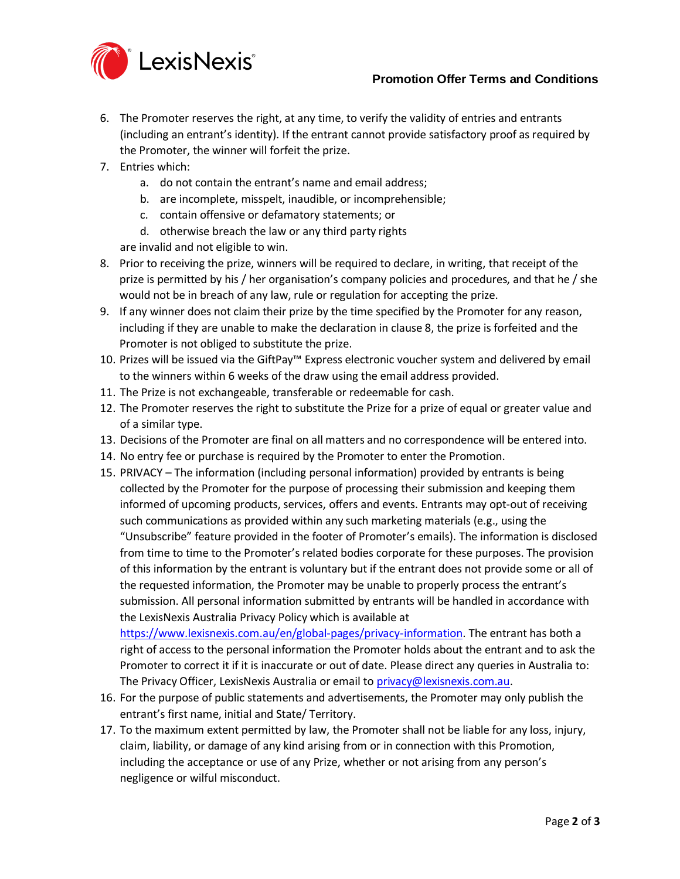6. The Promoter reserves the right, at any time, to verify the validity of entries and entrants (including an entrant's identity). If the entrant cannot provide satisfactory proof as required by the Promoter, the winner will forfeit the prize.
7. Entries which:
    a. do not contain the entrant's name and email address;
    b. are incomplete, misspelt, inaudible, or incomprehensible;
    c. contain offensive or defamatory statements; or
    d. otherwise breach the law or any third party rights

   are invalid and not eligible to win.
8. Prior to receiving the prize, winners will be required to declare, in writing, that receipt of the prize is permitted by his / her organisation's company policies and procedures, and that he / she would not be in breach of any law, rule or regulation for accepting the prize.
9. If any winner does not claim their prize by the time specified by the Promoter for any reason, including if they are unable to make the declaration in clause 8, the prize is forfeited and the Promoter is not obliged to substitute the prize.
10. Prizes will be issued via the GiftPay™ Express electronic voucher system and delivered by email to the winners within 6 weeks of the draw using the email address provided.
11. The Prize is not exchangeable, transferable or redeemable for cash.
12. The Promoter reserves the right to substitute the Prize for a prize of equal or greater value and of a similar type.
13. Decisions of the Promoter are final on all matters and no correspondence will be entered into.
14. No entry fee or purchase is required by the Promoter to enter the Promotion.
15. PRIVACY – The information (including personal information) provided by entrants is being collected by the Promoter for the purpose of processing their submission and keeping them informed of upcoming products, services, offers and events. Entrants may opt-out of receiving such communications as provided within any such marketing materials (e.g., using the "Unsubscribe" feature provided in the footer of Promoter's emails). The information is disclosed from time to time to the Promoter's related bodies corporate for these purposes. The provision of this information by the entrant is voluntary but if the entrant does not provide some or all of the requested information, the Promoter may be unable to properly process the entrant's submission. All personal information submitted by entrants will be handled in accordance with the LexisNexis Australia Privacy Policy which is available at https://www.lexisnexis.com.au/en/global-pages/privacy-information. The entrant has both a right of access to the personal information the Promoter holds about the entrant and to ask the Promoter to correct it if it is inaccurate or out of date. Please direct any queries in Australia to: The Privacy Officer, LexisNexis Australia or email to privacy@lexisnexis.com.au.
16. For the purpose of public statements and advertisements, the Promoter may only publish the entrant's first name, initial and State/ Territory.
17. To the maximum extent permitted by law, the Promoter shall not be liable for any loss, injury, claim, liability, or damage of any kind arising from or in connection with this Promotion, including the acceptance or use of any Prize, whether or not arising from any person's negligence or wilful misconduct.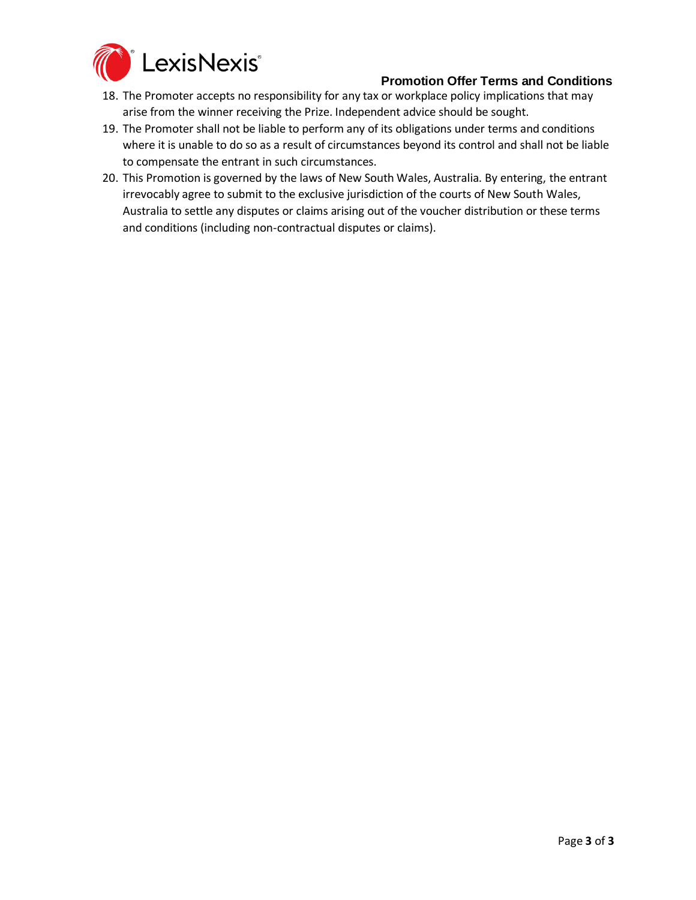18. The Promoter accepts no responsibility for any tax or workplace policy implications that may arise from the winner receiving the Prize. Independent advice should be sought.
19. The Promoter shall not be liable to perform any of its obligations under terms and conditions where it is unable to do so as a result of circumstances beyond its control and shall not be liable to compensate the entrant in such circumstances.
20. This Promotion is governed by the laws of New South Wales, Australia. By entering, the entrant irrevocably agree to submit to the exclusive jurisdiction of the courts of New South Wales, Australia to settle any disputes or claims arising out of the voucher distribution or these terms and conditions (including non-contractual disputes or claims).